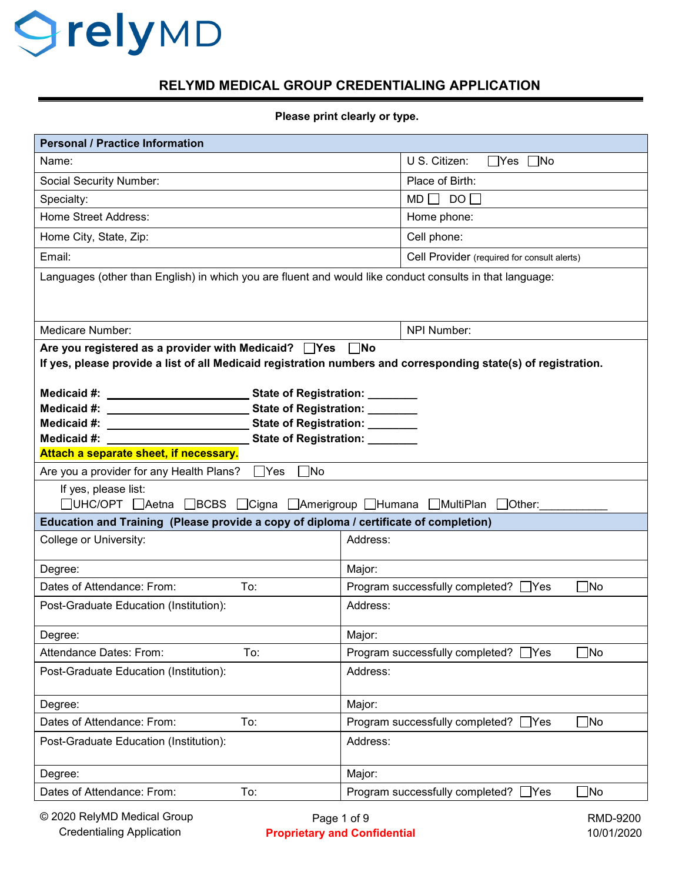relyMD

# RELYMD MEDICAL GROUP CREDENTIALING APPLICATION

**Please print clearly or type.**

| **Personal / Practice Information** | |
|---|---|
| Name: | U S. Citizen: ☐Yes ☐No |
| Social Security Number: | Place of Birth: |
| Specialty: | MD ☐ DO ☐ |
| Home Street Address: | Home phone: |
| Home City, State, Zip: | Cell phone: |
| Email: | Cell Provider (required for consult alerts) |
| Languages (other than English) in which you are fluent and would like conduct consults in that language: | |
| Medicare Number: | NPI Number: |

**Are you registered as a provider with Medicaid?** ☐**Yes** ☐**No**
**If yes, please provide a list of all Medicaid registration numbers and corresponding state(s) of registration.**

**Medicaid #:** ______________________ **State of Registration:** ________
**Medicaid #:** ______________________ **State of Registration:** ________
**Medicaid #:** ______________________ **State of Registration:** ________
**Medicaid #:** ______________________ **State of Registration:** ________
**Attach a separate sheet, if necessary.**

Are you a provider for any Health Plans? ☐Yes ☐No

If yes, please list:
☐UHC/OPT ☐Aetna ☐BCBS ☐Cigna ☐Amerigroup ☐Humana ☐MultiPlan ☐Other:___________

| **Education and Training (Please provide a copy of diploma / certificate of completion)** | |
|---|---|
| College or University: | Address: |
| Degree: | Major: |
| Dates of Attendance: From: To: | Program successfully completed? ☐Yes ☐No |
| Post-Graduate Education (Institution): | Address: |
| Degree: | Major: |
| Attendance Dates: From: To: | Program successfully completed? ☐Yes ☐No |
| Post-Graduate Education (Institution): | Address: |
| Degree: | Major: |
| Dates of Attendance: From: To: | Program successfully completed? ☐Yes ☐No |
| Post-Graduate Education (Institution): | Address: |
| Degree: | Major: |
| Dates of Attendance: From: To: | Program successfully completed? ☐Yes ☐No |

© 2020 RelyMD Medical Group Credentialing Application — **Proprietary and Confidential** — RMD-9200 10/01/2020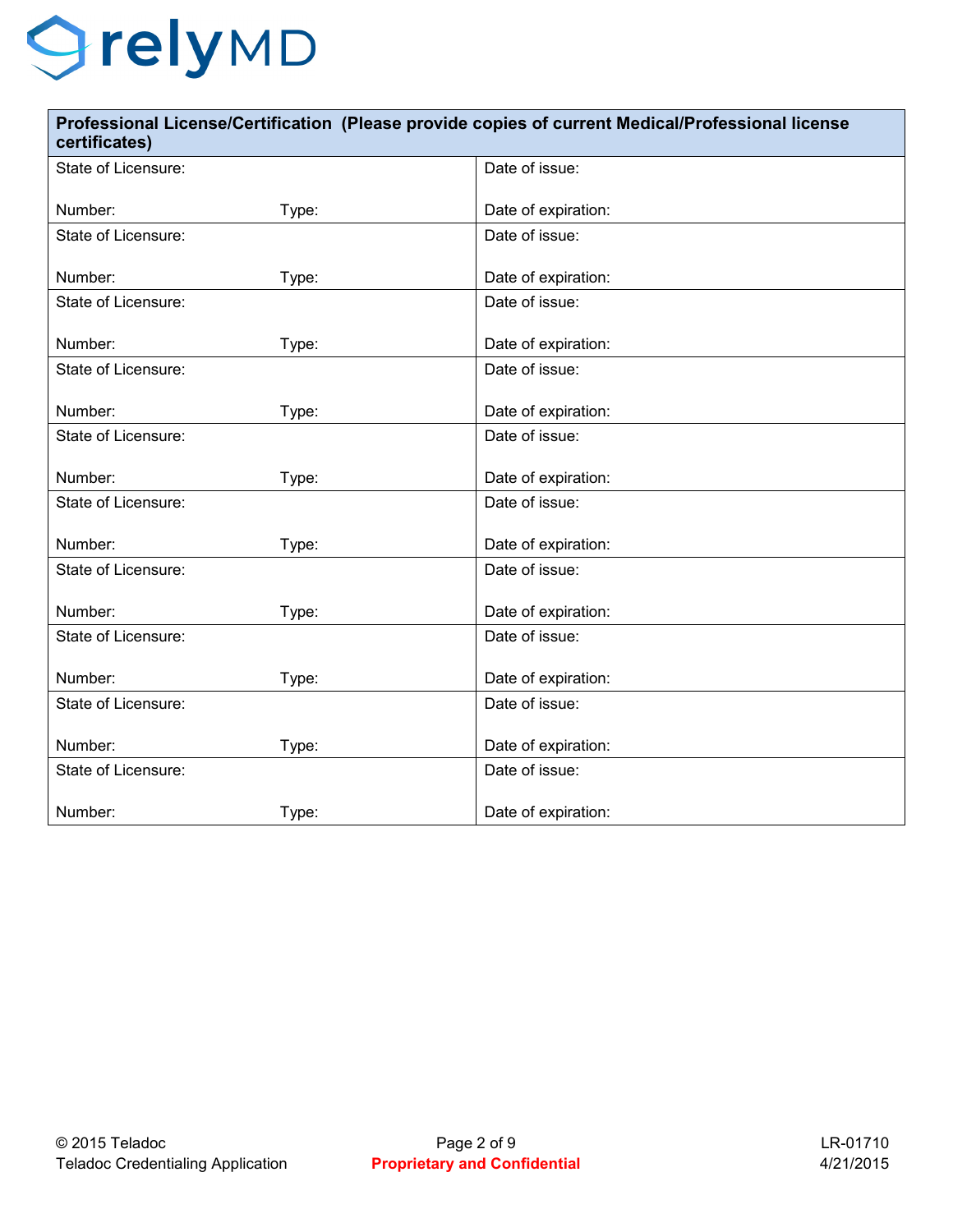relyMD

| Professional License/Certification (Please provide copies of current Medical/Professional license certificates) | | |
|---|---|---|
| State of Licensure: | | Date of issue: |
| Number: | Type: | Date of expiration: |
| State of Licensure: | | Date of issue: |
| Number: | Type: | Date of expiration: |
| State of Licensure: | | Date of issue: |
| Number: | Type: | Date of expiration: |
| State of Licensure: | | Date of issue: |
| Number: | Type: | Date of expiration: |
| State of Licensure: | | Date of issue: |
| Number: | Type: | Date of expiration: |
| State of Licensure: | | Date of issue: |
| Number: | Type: | Date of expiration: |
| State of Licensure: | | Date of issue: |
| Number: | Type: | Date of expiration: |
| State of Licensure: | | Date of issue: |
| Number: | Type: | Date of expiration: |
| State of Licensure: | | Date of issue: |
| Number: | Type: | Date of expiration: |
| State of Licensure: | | Date of issue: |
| Number: | Type: | Date of expiration: |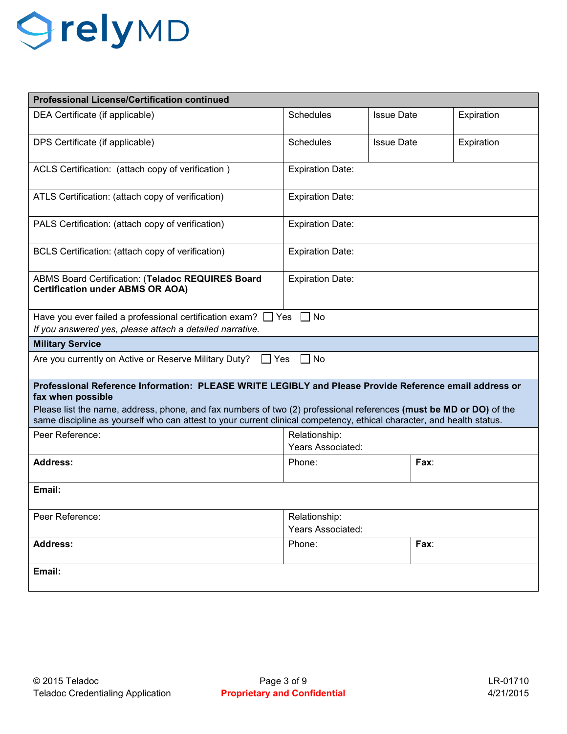relyMD

| Professional License/Certification continued | | | |
|---|---|---|---|
| DEA Certificate (if applicable) | Schedules | Issue Date | Expiration |
| DPS Certificate (if applicable) | Schedules | Issue Date | Expiration |
| ACLS Certification: (attach copy of verification ) | Expiration Date: | | |
| ATLS Certification: (attach copy of verification) | Expiration Date: | | |
| PALS Certification: (attach copy of verification) | Expiration Date: | | |
| BCLS Certification: (attach copy of verification) | Expiration Date: | | |
| ABMS Board Certification: (**Teladoc REQUIRES Board Certification under ABMS OR AOA)** | Expiration Date: | | |

Have you ever failed a professional certification exam? ☐ Yes ☐ No
*If you answered yes, please attach a detailed narrative.*

**Military Service**

Are you currently on Active or Reserve Military Duty? ☐ Yes ☐ No

**Professional Reference Information: PLEASE WRITE LEGIBLY and Please Provide Reference email address or fax when possible**

Please list the name, address, phone, and fax numbers of two (2) professional references **(must be MD or DO)** of the same discipline as yourself who can attest to your current clinical competency, ethical character, and health status.

| | | |
|---|---|---|
| Peer Reference: | Relationship:<br>Years Associated: | |
| **Address:** | Phone: | **Fax**: |
| **Email:** | | |
| Peer Reference: | Relationship:<br>Years Associated: | |
| **Address:** | Phone: | **Fax**: |
| **Email:** | | |

© 2015 Teladoc
Teladoc Credentialing Application

**Proprietary and Confidential**

LR-01710
4/21/2015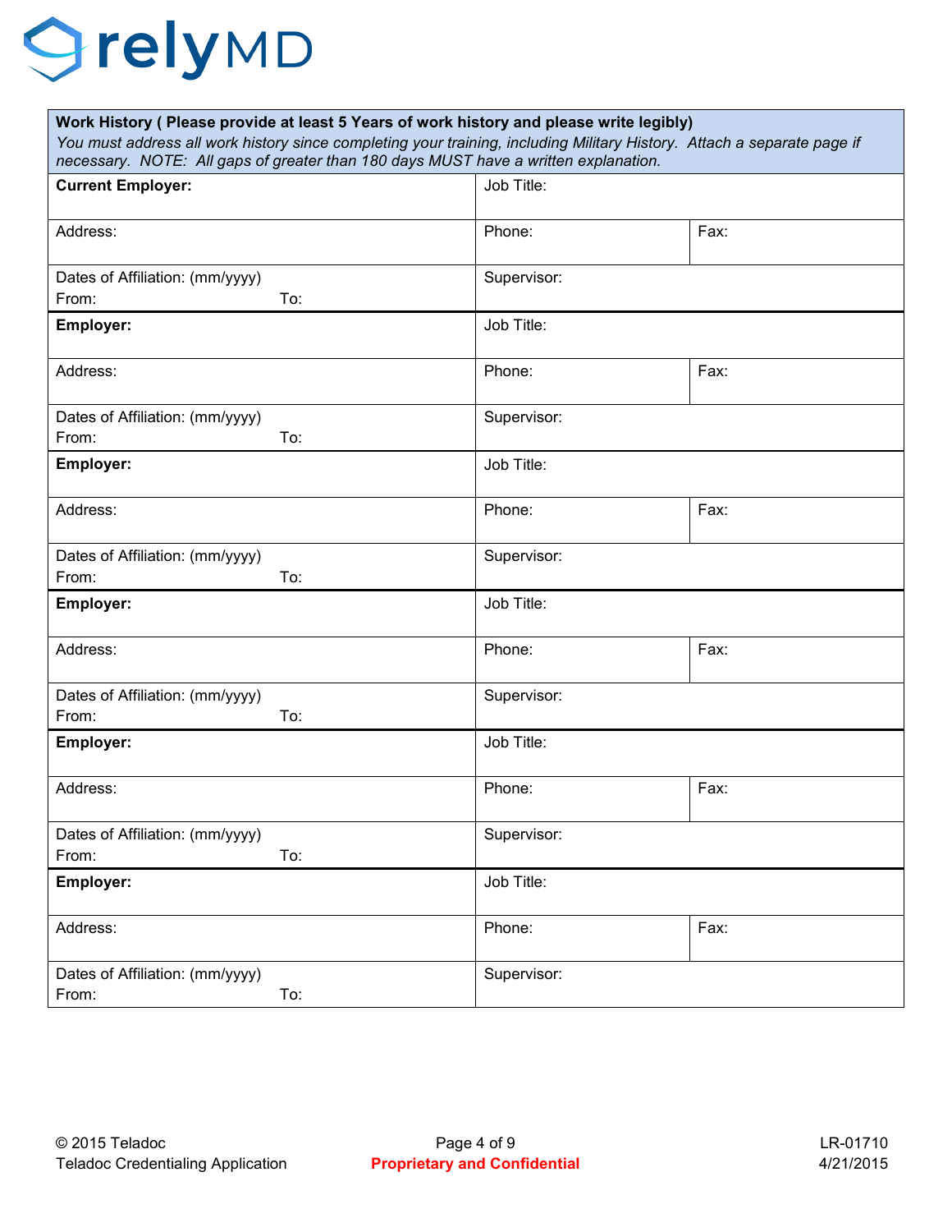relyMD

**Work History ( Please provide at least 5 Years of work history and please write legibly)**

*You must address all work history since completing your training, including Military History. Attach a separate page if necessary. NOTE: All gaps of greater than 180 days MUST have a written explanation.*

| | | |
|---|---|---|
| **Current Employer:** | Job Title: | |
| Address: | Phone: | Fax: |
| Dates of Affiliation: (mm/yyyy)<br>From: To: | Supervisor: | |
| **Employer:** | Job Title: | |
| Address: | Phone: | Fax: |
| Dates of Affiliation: (mm/yyyy)<br>From: To: | Supervisor: | |
| **Employer:** | Job Title: | |
| Address: | Phone: | Fax: |
| Dates of Affiliation: (mm/yyyy)<br>From: To: | Supervisor: | |
| **Employer:** | Job Title: | |
| Address: | Phone: | Fax: |
| Dates of Affiliation: (mm/yyyy)<br>From: To: | Supervisor: | |
| **Employer:** | Job Title: | |
| Address: | Phone: | Fax: |
| Dates of Affiliation: (mm/yyyy)<br>From: To: | Supervisor: | |
| **Employer:** | Job Title: | |
| Address: | Phone: | Fax: |
| Dates of Affiliation: (mm/yyyy)<br>From: To: | Supervisor: | |

© 2015 Teladoc
Teladoc Credentialing Application

**Proprietary and Confidential**

LR-01710
4/21/2015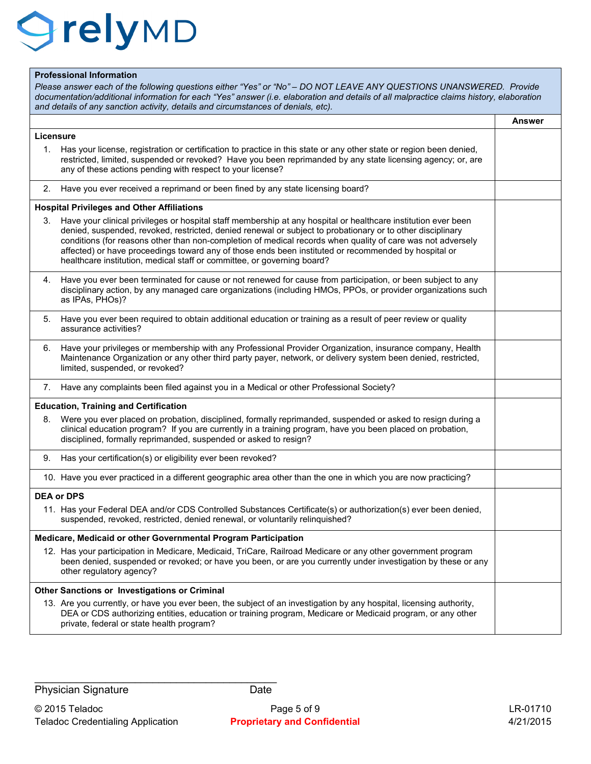relyMD

| Professional Information<br>*Please answer each of the following questions either "Yes" or "No" – DO NOT LEAVE ANY QUESTIONS UNANSWERED. Provide documentation/additional information for each "Yes" answer (i.e. elaboration and details of all malpractice claims history, elaboration and details of any sanction activity, details and circumstances of denials, etc).* | |
|---|---|
| | **Answer** |
| **Licensure**<br>1. Has your license, registration or certification to practice in this state or any other state or region been denied, restricted, limited, suspended or revoked? Have you been reprimanded by any state licensing agency; or, are any of these actions pending with respect to your license? | |
| 2. Have you ever received a reprimand or been fined by any state licensing board? | |
| **Hospital Privileges and Other Affiliations**<br>3. Have your clinical privileges or hospital staff membership at any hospital or healthcare institution ever been denied, suspended, revoked, restricted, denied renewal or subject to probationary or to other disciplinary conditions (for reasons other than non-completion of medical records when quality of care was not adversely affected) or have proceedings toward any of those ends been instituted or recommended by hospital or healthcare institution, medical staff or committee, or governing board? | |
| 4. Have you ever been terminated for cause or not renewed for cause from participation, or been subject to any disciplinary action, by any managed care organizations (including HMOs, PPOs, or provider organizations such as IPAs, PHOs)? | |
| 5. Have you ever been required to obtain additional education or training as a result of peer review or quality assurance activities? | |
| 6. Have your privileges or membership with any Professional Provider Organization, insurance company, Health Maintenance Organization or any other third party payer, network, or delivery system been denied, restricted, limited, suspended, or revoked? | |
| 7. Have any complaints been filed against you in a Medical or other Professional Society? | |
| **Education, Training and Certification**<br>8. Were you ever placed on probation, disciplined, formally reprimanded, suspended or asked to resign during a clinical education program? If you are currently in a training program, have you been placed on probation, disciplined, formally reprimanded, suspended or asked to resign? | |
| 9. Has your certification(s) or eligibility ever been revoked? | |
| 10. Have you ever practiced in a different geographic area other than the one in which you are now practicing? | |
| **DEA or DPS**<br>11. Has your Federal DEA and/or CDS Controlled Substances Certificate(s) or authorization(s) ever been denied, suspended, revoked, restricted, denied renewal, or voluntarily relinquished? | |
| **Medicare, Medicaid or other Governmental Program Participation**<br>12. Has your participation in Medicare, Medicaid, TriCare, Railroad Medicare or any other government program been denied, suspended or revoked; or have you been, or are you currently under investigation by these or any other regulatory agency? | |
| **Other Sanctions or Investigations or Criminal**<br>13. Are you currently, or have you ever been, the subject of an investigation by any hospital, licensing authority, DEA or CDS authorizing entities, education or training program, Medicare or Medicaid program, or any other private, federal or state health program? | |

\_\_\_\_\_\_\_\_\_\_\_\_\_\_\_\_\_\_\_\_\_\_\_\_\_\_\_\_\_\_\_\_\_\_\_\_\_\_\_\_\_\_\_\_

Physician Signature Date

© 2015 Teladoc
Teladoc Credentialing Application

**Proprietary and Confidential**

LR-01710
4/21/2015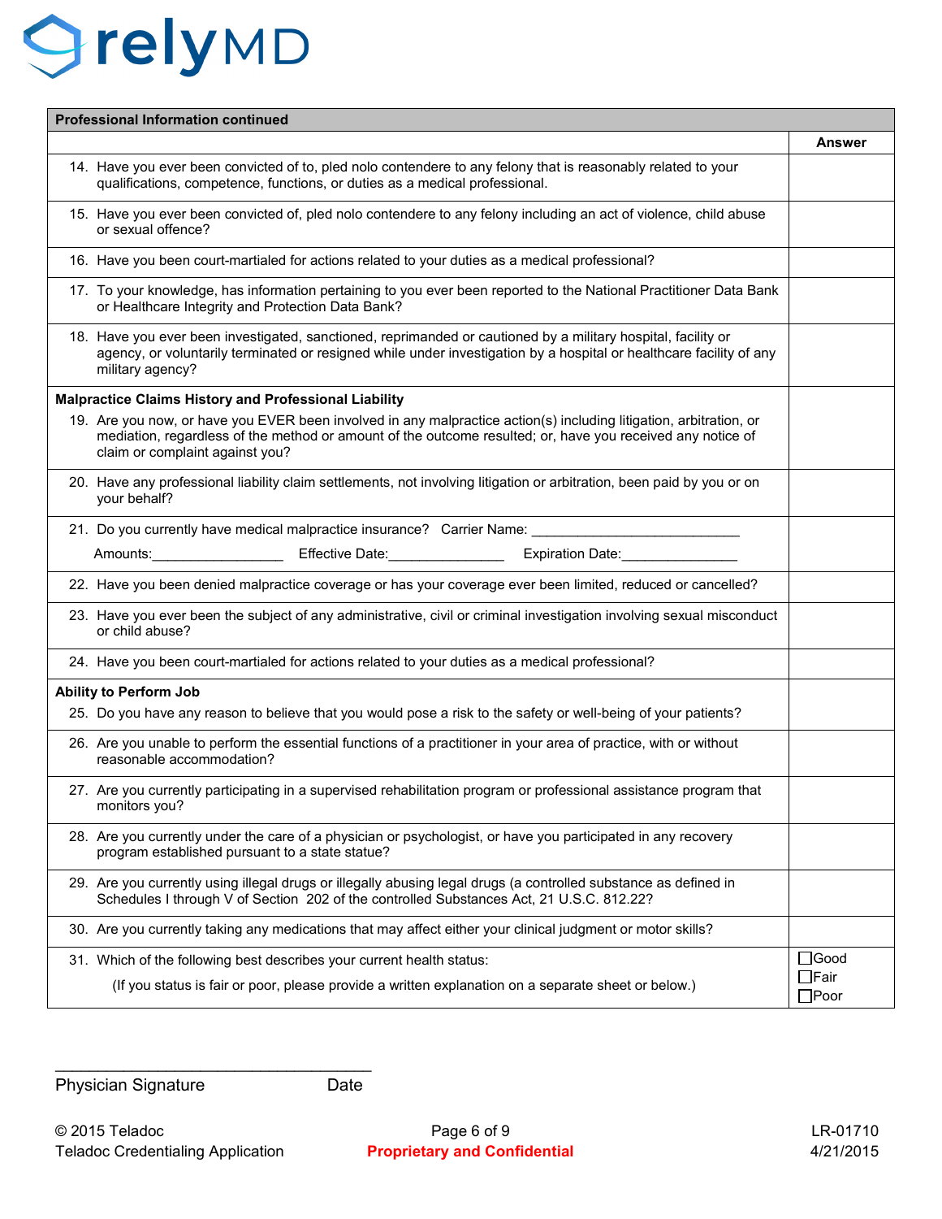relyMD

| Professional Information continued | |
|---|---|
| | **Answer** |
| 14. Have you ever been convicted of to, pled nolo contendere to any felony that is reasonably related to your qualifications, competence, functions, or duties as a medical professional. | |
| 15. Have you ever been convicted of, pled nolo contendere to any felony including an act of violence, child abuse or sexual offence? | |
| 16. Have you been court-martialed for actions related to your duties as a medical professional? | |
| 17. To your knowledge, has information pertaining to you ever been reported to the National Practitioner Data Bank or Healthcare Integrity and Protection Data Bank? | |
| 18. Have you ever been investigated, sanctioned, reprimanded or cautioned by a military hospital, facility or agency, or voluntarily terminated or resigned while under investigation by a hospital or healthcare facility of any military agency? | |
| **Malpractice Claims History and Professional Liability**<br>19. Are you now, or have you EVER been involved in any malpractice action(s) including litigation, arbitration, or mediation, regardless of the method or amount of the outcome resulted; or, have you received any notice of claim or complaint against you? | |
| 20. Have any professional liability claim settlements, not involving litigation or arbitration, been paid by you or on your behalf? | |
| 21. Do you currently have medical malpractice insurance? Carrier Name: ___________________________<br>Amounts:_________________ Effective Date:_______________ Expiration Date:_______________ | |
| 22. Have you been denied malpractice coverage or has your coverage ever been limited, reduced or cancelled? | |
| 23. Have you ever been the subject of any administrative, civil or criminal investigation involving sexual misconduct or child abuse? | |
| 24. Have you been court-martialed for actions related to your duties as a medical professional? | |
| **Ability to Perform Job**<br>25. Do you have any reason to believe that you would pose a risk to the safety or well-being of your patients? | |
| 26. Are you unable to perform the essential functions of a practitioner in your area of practice, with or without reasonable accommodation? | |
| 27. Are you currently participating in a supervised rehabilitation program or professional assistance program that monitors you? | |
| 28. Are you currently under the care of a physician or psychologist, or have you participated in any recovery program established pursuant to a state statue? | |
| 29. Are you currently using illegal drugs or illegally abusing legal drugs (a controlled substance as defined in Schedules I through V of Section 202 of the controlled Substances Act, 21 U.S.C. 812.22? | |
| 30. Are you currently taking any medications that may affect either your clinical judgment or motor skills? | |
| 31. Which of the following best describes your current health status:<br>(If you status is fair or poor, please provide a written explanation on a separate sheet or below.) | ☐Good<br>☐Fair<br>☐Poor |

_________________________________

Physician Signature Date

© 2015 Teladoc
Teladoc Credentialing Application

**Proprietary and Confidential**

LR-01710
4/21/2015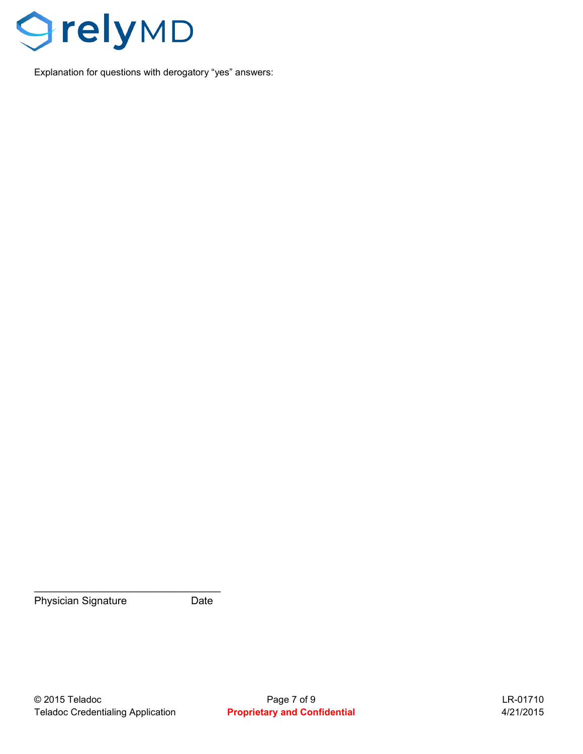Explanation for questions with derogatory "yes" answers:

_______________________________

Physician Signature &nbsp;&nbsp;&nbsp;&nbsp;&nbsp;&nbsp;&nbsp;&nbsp;&nbsp;&nbsp; Date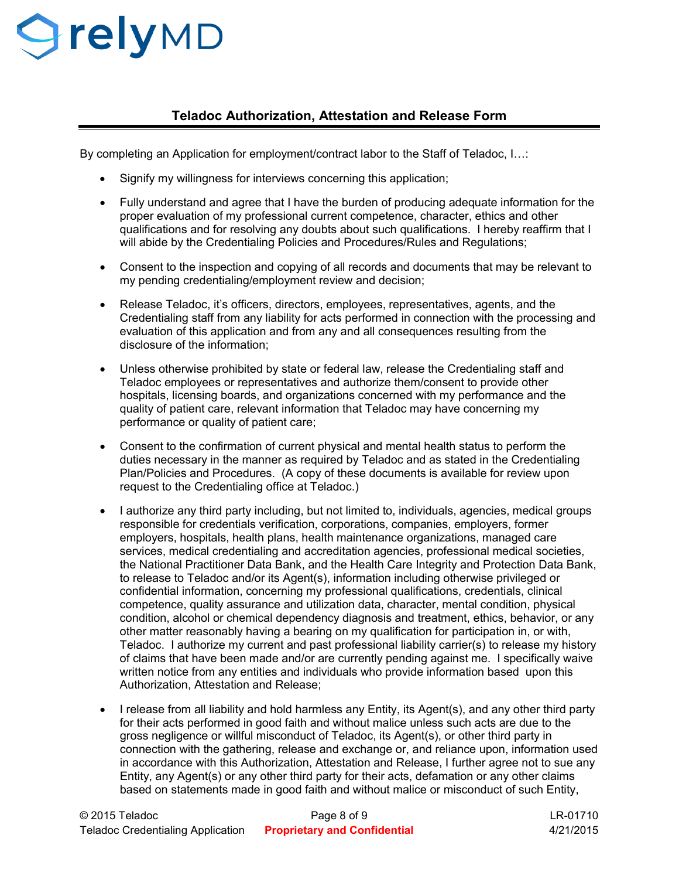## Teladoc Authorization, Attestation and Release Form

By completing an Application for employment/contract labor to the Staff of Teladoc, I…:

- Signify my willingness for interviews concerning this application;
- Fully understand and agree that I have the burden of producing adequate information for the proper evaluation of my professional current competence, character, ethics and other qualifications and for resolving any doubts about such qualifications. I hereby reaffirm that I will abide by the Credentialing Policies and Procedures/Rules and Regulations;
- Consent to the inspection and copying of all records and documents that may be relevant to my pending credentialing/employment review and decision;
- Release Teladoc, it's officers, directors, employees, representatives, agents, and the Credentialing staff from any liability for acts performed in connection with the processing and evaluation of this application and from any and all consequences resulting from the disclosure of the information;
- Unless otherwise prohibited by state or federal law, release the Credentialing staff and Teladoc employees or representatives and authorize them/consent to provide other hospitals, licensing boards, and organizations concerned with my performance and the quality of patient care, relevant information that Teladoc may have concerning my performance or quality of patient care;
- Consent to the confirmation of current physical and mental health status to perform the duties necessary in the manner as required by Teladoc and as stated in the Credentialing Plan/Policies and Procedures. (A copy of these documents is available for review upon request to the Credentialing office at Teladoc.)
- I authorize any third party including, but not limited to, individuals, agencies, medical groups responsible for credentials verification, corporations, companies, employers, former employers, hospitals, health plans, health maintenance organizations, managed care services, medical credentialing and accreditation agencies, professional medical societies, the National Practitioner Data Bank, and the Health Care Integrity and Protection Data Bank, to release to Teladoc and/or its Agent(s), information including otherwise privileged or confidential information, concerning my professional qualifications, credentials, clinical competence, quality assurance and utilization data, character, mental condition, physical condition, alcohol or chemical dependency diagnosis and treatment, ethics, behavior, or any other matter reasonably having a bearing on my qualification for participation in, or with, Teladoc. I authorize my current and past professional liability carrier(s) to release my history of claims that have been made and/or are currently pending against me. I specifically waive written notice from any entities and individuals who provide information based upon this Authorization, Attestation and Release;
- I release from all liability and hold harmless any Entity, its Agent(s), and any other third party for their acts performed in good faith and without malice unless such acts are due to the gross negligence or willful misconduct of Teladoc, its Agent(s), or other third party in connection with the gathering, release and exchange or, and reliance upon, information used in accordance with this Authorization, Attestation and Release, I further agree not to sue any Entity, any Agent(s) or any other third party for their acts, defamation or any other claims based on statements made in good faith and without malice or misconduct of such Entity,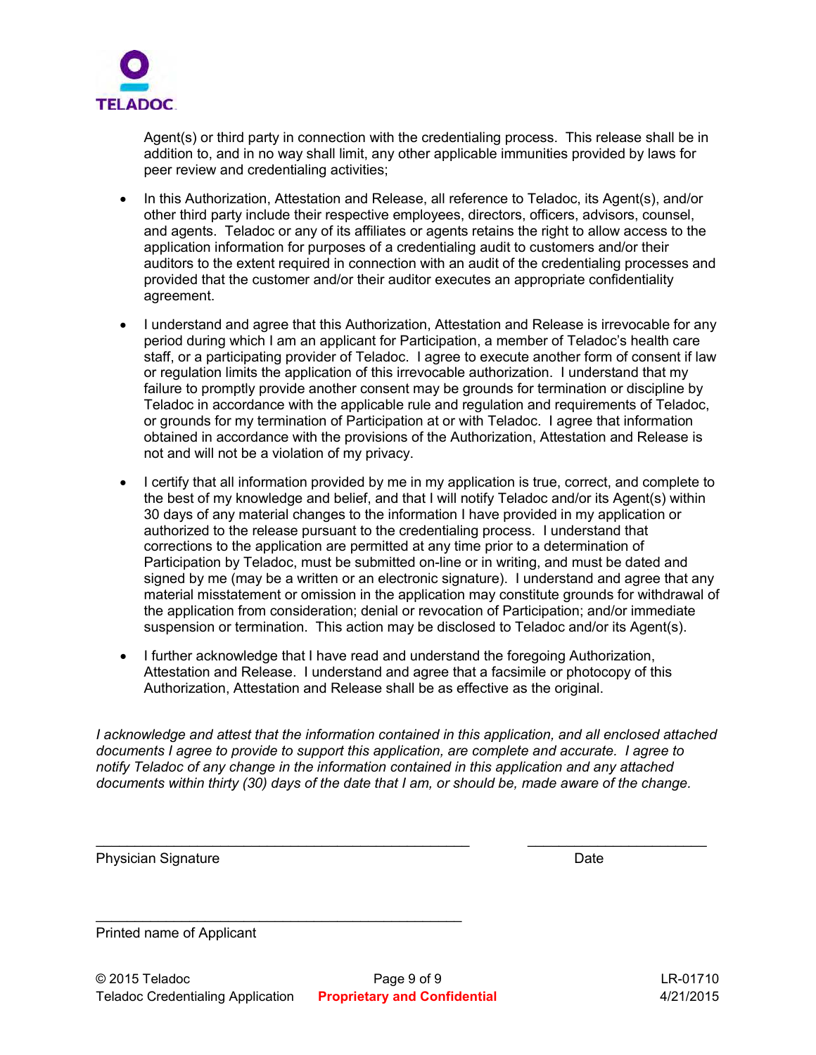Agent(s) or third party in connection with the credentialing process. This release shall be in addition to, and in no way shall limit, any other applicable immunities provided by laws for peer review and credentialing activities;

- In this Authorization, Attestation and Release, all reference to Teladoc, its Agent(s), and/or other third party include their respective employees, directors, officers, advisors, counsel, and agents. Teladoc or any of its affiliates or agents retains the right to allow access to the application information for purposes of a credentialing audit to customers and/or their auditors to the extent required in connection with an audit of the credentialing processes and provided that the customer and/or their auditor executes an appropriate confidentiality agreement.

- I understand and agree that this Authorization, Attestation and Release is irrevocable for any period during which I am an applicant for Participation, a member of Teladoc's health care staff, or a participating provider of Teladoc. I agree to execute another form of consent if law or regulation limits the application of this irrevocable authorization. I understand that my failure to promptly provide another consent may be grounds for termination or discipline by Teladoc in accordance with the applicable rule and regulation and requirements of Teladoc, or grounds for my termination of Participation at or with Teladoc. I agree that information obtained in accordance with the provisions of the Authorization, Attestation and Release is not and will not be a violation of my privacy.

- I certify that all information provided by me in my application is true, correct, and complete to the best of my knowledge and belief, and that I will notify Teladoc and/or its Agent(s) within 30 days of any material changes to the information I have provided in my application or authorized to the release pursuant to the credentialing process. I understand that corrections to the application are permitted at any time prior to a determination of Participation by Teladoc, must be submitted on-line or in writing, and must be dated and signed by me (may be a written or an electronic signature). I understand and agree that any material misstatement or omission in the application may constitute grounds for withdrawal of the application from consideration; denial or revocation of Participation; and/or immediate suspension or termination. This action may be disclosed to Teladoc and/or its Agent(s).

- I further acknowledge that I have read and understand the foregoing Authorization, Attestation and Release. I understand and agree that a facsimile or photocopy of this Authorization, Attestation and Release shall be as effective as the original.

*I acknowledge and attest that the information contained in this application, and all enclosed attached documents I agree to provide to support this application, are complete and accurate. I agree to notify Teladoc of any change in the information contained in this application and any attached documents within thirty (30) days of the date that I am, or should be, made aware of the change.*

\_\_\_\_\_\_\_\_\_\_\_\_\_\_\_\_\_\_\_\_\_\_\_\_\_\_\_\_\_\_\_\_\_\_\_\_\_\_\_\_\_\_\_\_ \_\_\_\_\_\_\_\_\_\_\_\_\_\_\_\_\_\_\_\_\_\_

Physician Signature Date

\_\_\_\_\_\_\_\_\_\_\_\_\_\_\_\_\_\_\_\_\_\_\_\_\_\_\_\_\_\_\_\_\_\_\_\_\_\_\_\_\_\_\_\_

Printed name of Applicant